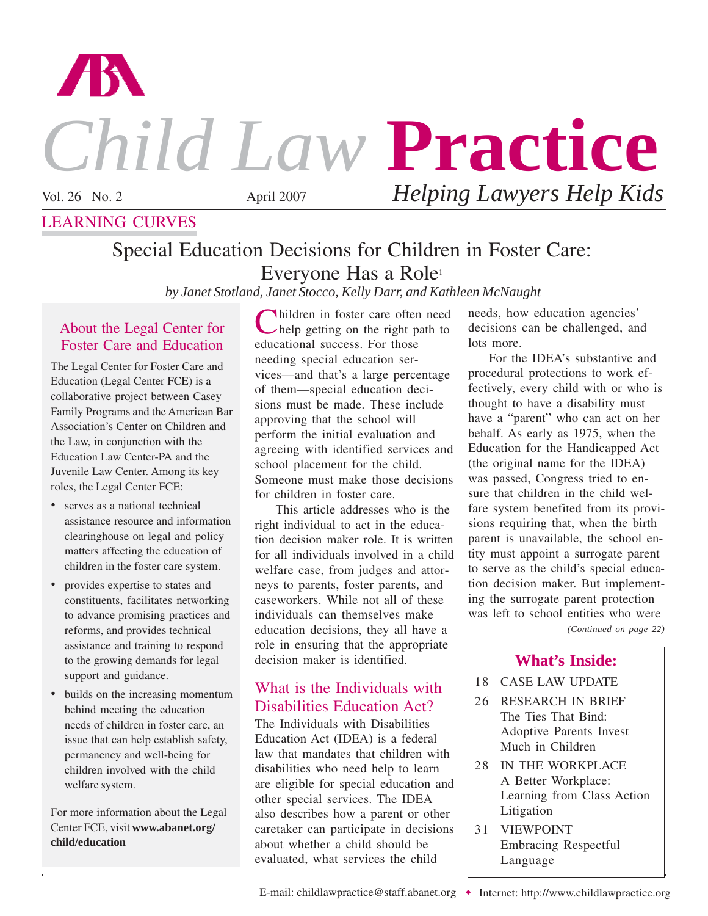# Child Law Practice

*Helping Lawyers Help Kids*

Vol. 26 No. 2 April 2007

LEARNING CURVES

## Special Education Decisions for Children in Foster Care: Everyone Has a Role[1]

*by Janet Stotland, Janet Stocco, Kelly Darr, and Kathleen McNaught*

### About the Legal Center for Foster Care and Education

The Legal Center for Foster Care and Education (Legal Center FCE) is a collaborative project between Casey Family Programs and the American Bar Association's Center on Children and the Law, in conjunction with the Education Law Center-PA and the Juvenile Law Center. Among its key roles, the Legal Center FCE:

- serves as a national technical assistance resource and information clearinghouse on legal and policy matters affecting the education of children in the foster care system.
- provides expertise to states and constituents, facilitates networking to advance promising practices and reforms, and provides technical assistance and training to respond to the growing demands for legal support and guidance.
- builds on the increasing momentum behind meeting the education needs of children in foster care, an issue that can help establish safety, permanency and well-being for children involved with the child welfare system.

For more information about the Legal Center FCE, visit **www.abanet.org/child/education**

Children in foster care often need help getting on the right path to educational success. For those needing special education services—and that's a large percentage of them—special education decisions must be made. These include approving that the school will perform the initial evaluation and agreeing with identified services and school placement for the child. Someone must make those decisions for children in foster care.

This article addresses who is the right individual to act in the education decision maker role. It is written for all individuals involved in a child welfare case, from judges and attorneys to parents, foster parents, and caseworkers. While not all of these individuals can themselves make education decisions, they all have a role in ensuring that the appropriate decision maker is identified.

### What is the Individuals with Disabilities Education Act?

The Individuals with Disabilities Education Act (IDEA) is a federal law that mandates that children with disabilities who need help to learn are eligible for special education and other special services. The IDEA also describes how a parent or other caretaker can participate in decisions about whether a child should be evaluated, what services the child needs, how education agencies' decisions can be challenged, and lots more.

For the IDEA's substantive and procedural protections to work effectively, every child with or who is thought to have a disability must have a "parent" who can act on her behalf. As early as 1975, when the Education for the Handicapped Act (the original name for the IDEA) was passed, Congress tried to ensure that children in the child welfare system benefited from its provisions requiring that, when the birth parent is unavailable, the school entity must appoint a surrogate parent to serve as the child's special education decision maker. But implementing the surrogate parent protection was left to school entities who were

*(Continued on page 22)*

### What's Inside:

- 18 CASE LAW UPDATE
- 26 RESEARCH IN BRIEF — The Ties That Bind: Adoptive Parents Invest Much in Children
- 28 IN THE WORKPLACE — A Better Workplace: Learning from Class Action Litigation
- 31 VIEWPOINT — Embracing Respectful Language

E-mail: childlawpractice@staff.abanet.org ◆ Internet: http://www.childlawpractice.org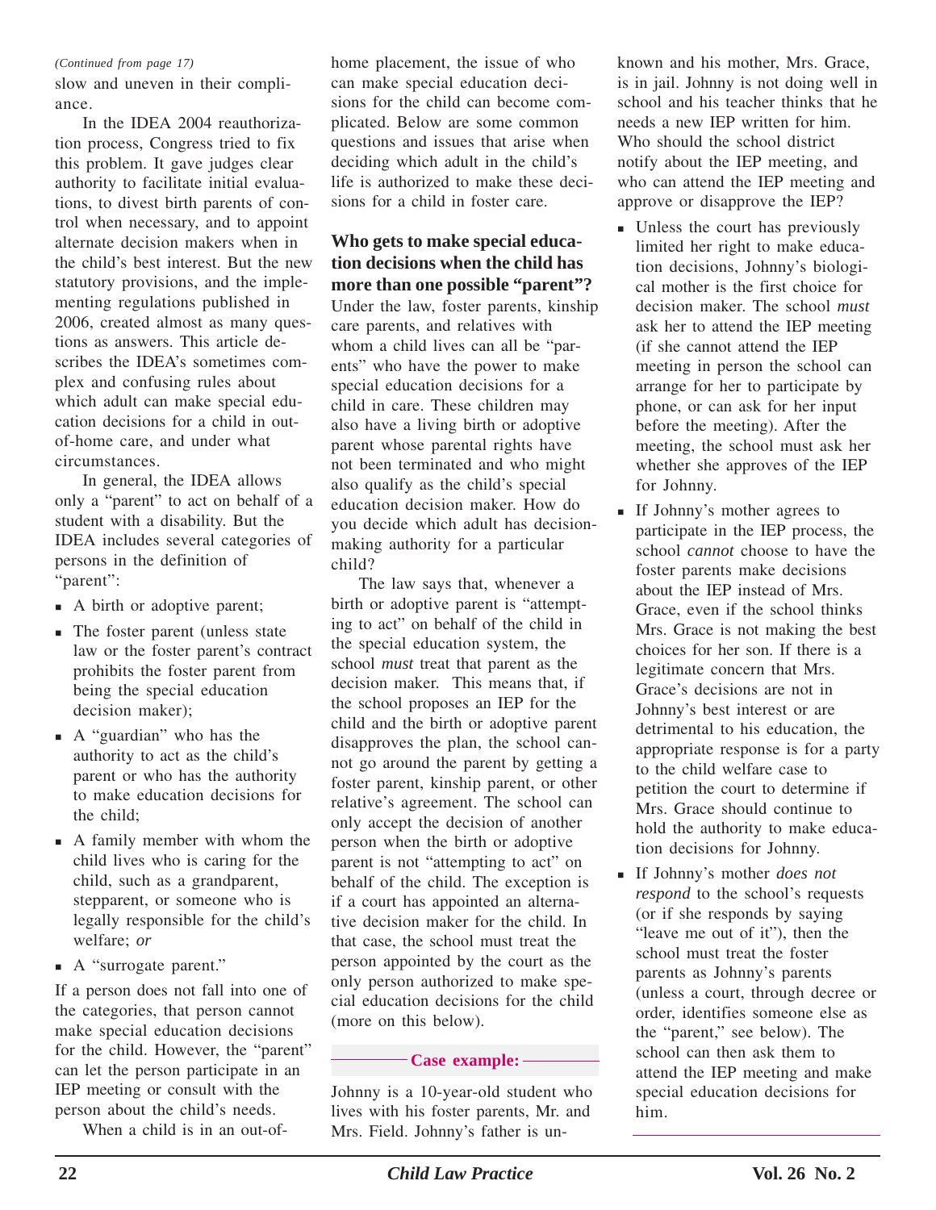*(Continued from page 17)*

slow and uneven in their compliance.

In the IDEA 2004 reauthorization process, Congress tried to fix this problem. It gave judges clear authority to facilitate initial evaluations, to divest birth parents of control when necessary, and to appoint alternate decision makers when in the child's best interest. But the new statutory provisions, and the implementing regulations published in 2006, created almost as many questions as answers. This article describes the IDEA's sometimes complex and confusing rules about which adult can make special education decisions for a child in out-of-home care, and under what circumstances.

In general, the IDEA allows only a "parent" to act on behalf of a student with a disability. But the IDEA includes several categories of persons in the definition of "parent":

- A birth or adoptive parent;
- The foster parent (unless state law or the foster parent's contract prohibits the foster parent from being the special education decision maker);
- A "guardian" who has the authority to act as the child's parent or who has the authority to make education decisions for the child;
- A family member with whom the child lives who is caring for the child, such as a grandparent, stepparent, or someone who is legally responsible for the child's welfare; *or*
- A "surrogate parent."

If a person does not fall into one of the categories, that person cannot make special education decisions for the child. However, the "parent" can let the person participate in an IEP meeting or consult with the person about the child's needs.

When a child is in an out-of-home placement, the issue of who can make special education decisions for the child can become complicated. Below are some common questions and issues that arise when deciding which adult in the child's life is authorized to make these decisions for a child in foster care.

## Who gets to make special education decisions when the child has more than one possible "parent"?

Under the law, foster parents, kinship care parents, and relatives with whom a child lives can all be "parents" who have the power to make special education decisions for a child in care. These children may also have a living birth or adoptive parent whose parental rights have not been terminated and who might also qualify as the child's special education decision maker. How do you decide which adult has decision-making authority for a particular child?

The law says that, whenever a birth or adoptive parent is "attempting to act" on behalf of the child in the special education system, the school *must* treat that parent as the decision maker. This means that, if the school proposes an IEP for the child and the birth or adoptive parent disapproves the plan, the school cannot go around the parent by getting a foster parent, kinship parent, or other relative's agreement. The school can only accept the decision of another person when the birth or adoptive parent is not "attempting to act" on behalf of the child. The exception is if a court has appointed an alternative decision maker for the child. In that case, the school must treat the person appointed by the court as the only person authorized to make special education decisions for the child (more on this below).

**Case example:**

Johnny is a 10-year-old student who lives with his foster parents, Mr. and Mrs. Field. Johnny's father is unknown and his mother, Mrs. Grace, is in jail. Johnny is not doing well in school and his teacher thinks that he needs a new IEP written for him. Who should the school district notify about the IEP meeting, and who can attend the IEP meeting and approve or disapprove the IEP?

- Unless the court has previously limited her right to make education decisions, Johnny's biological mother is the first choice for decision maker. The school *must* ask her to attend the IEP meeting (if she cannot attend the IEP meeting in person the school can arrange for her to participate by phone, or can ask for her input before the meeting). After the meeting, the school must ask her whether she approves of the IEP for Johnny.
- If Johnny's mother agrees to participate in the IEP process, the school *cannot* choose to have the foster parents make decisions about the IEP instead of Mrs. Grace, even if the school thinks Mrs. Grace is not making the best choices for her son. If there is a legitimate concern that Mrs. Grace's decisions are not in Johnny's best interest or are detrimental to his education, the appropriate response is for a party to the child welfare case to petition the court to determine if Mrs. Grace should continue to hold the authority to make education decisions for Johnny.
- If Johnny's mother *does not respond* to the school's requests (or if she responds by saying "leave me out of it"), then the school must treat the foster parents as Johnny's parents (unless a court, through decree or order, identifies someone else as the "parent," see below). The school can then ask them to attend the IEP meeting and make special education decisions for him.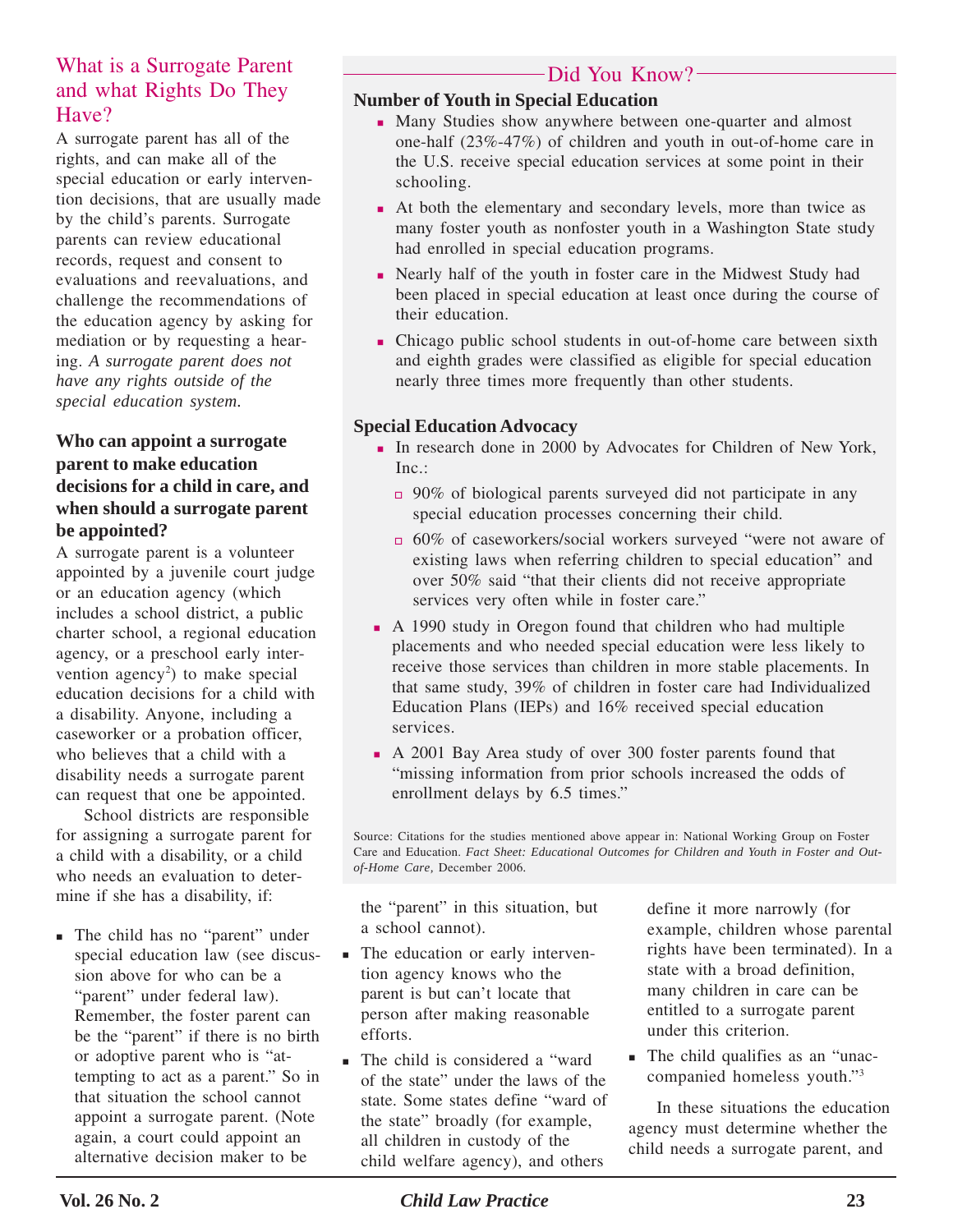## What is a Surrogate Parent and what Rights Do They Have?

A surrogate parent has all of the rights, and can make all of the special education or early intervention decisions, that are usually made by the child's parents. Surrogate parents can review educational records, request and consent to evaluations and reevaluations, and challenge the recommendations of the education agency by asking for mediation or by requesting a hearing. *A surrogate parent does not have any rights outside of the special education system.*

### Who can appoint a surrogate parent to make education decisions for a child in care, and when should a surrogate parent be appointed?

A surrogate parent is a volunteer appointed by a juvenile court judge or an education agency (which includes a school district, a public charter school, a regional education agency, or a preschool early intervention agency[2]) to make special education decisions for a child with a disability. Anyone, including a caseworker or a probation officer, who believes that a child with a disability needs a surrogate parent can request that one be appointed.

School districts are responsible for assigning a surrogate parent for a child with a disability, or a child who needs an evaluation to determine if she has a disability, if:

- The child has no "parent" under special education law (see discussion above for who can be a "parent" under federal law). Remember, the foster parent can be the "parent" if there is no birth or adoptive parent who is "attempting to act as a parent." So in that situation the school cannot appoint a surrogate parent. (Note again, a court could appoint an alternative decision maker to be the "parent" in this situation, but a school cannot).
- The education or early intervention agency knows who the parent is but can't locate that person after making reasonable efforts.
- The child is considered a "ward of the state" under the laws of the state. Some states define "ward of the state" broadly (for example, all children in custody of the child welfare agency), and others define it more narrowly (for example, children whose parental rights have been terminated). In a state with a broad definition, many children in care can be entitled to a surrogate parent under this criterion.
- The child qualifies as an "unaccompanied homeless youth."[3]

In these situations the education agency must determine whether the child needs a surrogate parent, and

## Did You Know?

### Number of Youth in Special Education

- Many Studies show anywhere between one-quarter and almost one-half (23%-47%) of children and youth in out-of-home care in the U.S. receive special education services at some point in their schooling.
- At both the elementary and secondary levels, more than twice as many foster youth as nonfoster youth in a Washington State study had enrolled in special education programs.
- Nearly half of the youth in foster care in the Midwest Study had been placed in special education at least once during the course of their education.
- Chicago public school students in out-of-home care between sixth and eighth grades were classified as eligible for special education nearly three times more frequently than other students.

### Special Education Advocacy

- In research done in 2000 by Advocates for Children of New York, Inc.:
  - 90% of biological parents surveyed did not participate in any special education processes concerning their child.
  - 60% of caseworkers/social workers surveyed "were not aware of existing laws when referring children to special education" and over 50% said "that their clients did not receive appropriate services very often while in foster care."
- A 1990 study in Oregon found that children who had multiple placements and who needed special education were less likely to receive those services than children in more stable placements. In that same study, 39% of children in foster care had Individualized Education Plans (IEPs) and 16% received special education services.
- A 2001 Bay Area study of over 300 foster parents found that "missing information from prior schools increased the odds of enrollment delays by 6.5 times."

Source: Citations for the studies mentioned above appear in: National Working Group on Foster Care and Education. *Fact Sheet: Educational Outcomes for Children and Youth in Foster and Out-of-Home Care,* December 2006.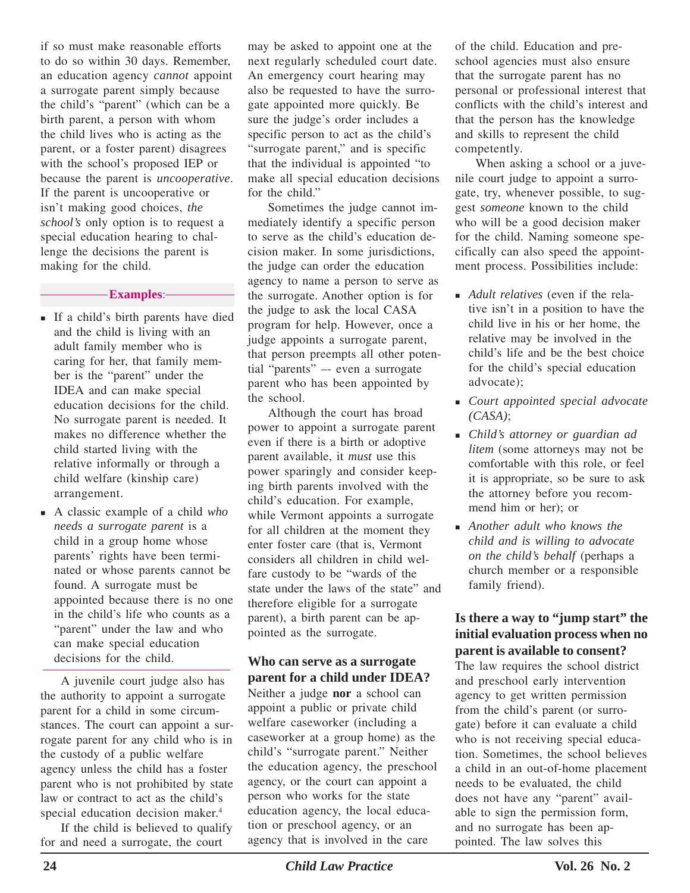if so must make reasonable efforts to do so within 30 days. Remember, an education agency *cannot* appoint a surrogate parent simply because the child's "parent" (which can be a birth parent, a person with whom the child lives who is acting as the parent, or a foster parent) disagrees with the school's proposed IEP or because the parent is *uncooperative*. If the parent is uncooperative or isn't making good choices, *the school's* only option is to request a special education hearing to challenge the decisions the parent is making for the child.

**Examples**:

- If a child's birth parents have died and the child is living with an adult family member who is caring for her, that family member is the "parent" under the IDEA and can make special education decisions for the child. No surrogate parent is needed. It makes no difference whether the child started living with the relative informally or through a child welfare (kinship care) arrangement.
- A classic example of a child *who needs a surrogate parent* is a child in a group home whose parents' rights have been terminated or whose parents cannot be found. A surrogate must be appointed because there is no one in the child's life who counts as a "parent" under the law and who can make special education decisions for the child.

A juvenile court judge also has the authority to appoint a surrogate parent for a child in some circumstances. The court can appoint a surrogate parent for any child who is in the custody of a public welfare agency unless the child has a foster parent who is not prohibited by state law or contract to act as the child's special education decision maker.[4]

If the child is believed to qualify for and need a surrogate, the court may be asked to appoint one at the next regularly scheduled court date. An emergency court hearing may also be requested to have the surrogate appointed more quickly. Be sure the judge's order includes a specific person to act as the child's "surrogate parent," and is specific that the individual is appointed "to make all special education decisions for the child."

Sometimes the judge cannot immediately identify a specific person to serve as the child's education decision maker. In some jurisdictions, the judge can order the education agency to name a person to serve as the surrogate. Another option is for the judge to ask the local CASA program for help. However, once a judge appoints a surrogate parent, that person preempts all other potential "parents" –- even a surrogate parent who has been appointed by the school.

Although the court has broad power to appoint a surrogate parent even if there is a birth or adoptive parent available, it *must* use this power sparingly and consider keeping birth parents involved with the child's education. For example, while Vermont appoints a surrogate for all children at the moment they enter foster care (that is, Vermont considers all children in child welfare custody to be "wards of the state under the laws of the state" and therefore eligible for a surrogate parent), a birth parent can be appointed as the surrogate.

### Who can serve as a surrogate parent for a child under IDEA?

Neither a judge **nor** a school can appoint a public or private child welfare caseworker (including a caseworker at a group home) as the child's "surrogate parent." Neither the education agency, the preschool agency, or the court can appoint a person who works for the state education agency, the local education or preschool agency, or an agency that is involved in the care of the child. Education and preschool agencies must also ensure that the surrogate parent has no personal or professional interest that conflicts with the child's interest and that the person has the knowledge and skills to represent the child competently.

When asking a school or a juvenile court judge to appoint a surrogate, try, whenever possible, to suggest *someone* known to the child who will be a good decision maker for the child. Naming someone specifically can also speed the appointment process. Possibilities include:

- *Adult relatives* (even if the relative isn't in a position to have the child live in his or her home, the relative may be involved in the child's life and be the best choice for the child's special education advocate);
- *Court appointed special advocate (CASA)*;
- *Child's attorney or guardian ad litem* (some attorneys may not be comfortable with this role, or feel it is appropriate, so be sure to ask the attorney before you recommend him or her); or
- *Another adult who knows the child and is willing to advocate on the child's behalf* (perhaps a church member or a responsible family friend).

### Is there a way to "jump start" the initial evaluation process when no parent is available to consent?

The law requires the school district and preschool early intervention agency to get written permission from the child's parent (or surrogate) before it can evaluate a child who is not receiving special education. Sometimes, the school believes a child in an out-of-home placement needs to be evaluated, the child does not have any "parent" available to sign the permission form, and no surrogate has been appointed. The law solves this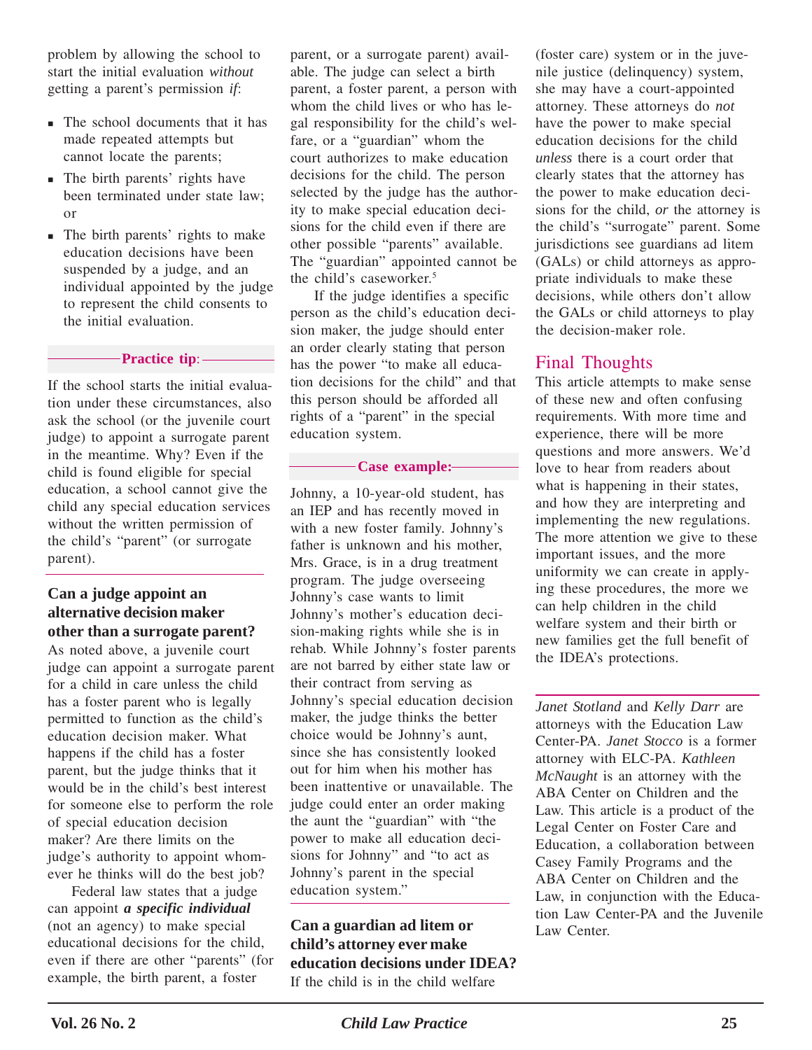problem by allowing the school to start the initial evaluation *without* getting a parent's permission *if*:

- The school documents that it has made repeated attempts but cannot locate the parents;
- The birth parents' rights have been terminated under state law; or
- The birth parents' rights to make education decisions have been suspended by a judge, and an individual appointed by the judge to represent the child consents to the initial evaluation.

**Practice tip**:

If the school starts the initial evaluation under these circumstances, also ask the school (or the juvenile court judge) to appoint a surrogate parent in the meantime. Why? Even if the child is found eligible for special education, a school cannot give the child any special education services without the written permission of the child's "parent" (or surrogate parent).

### Can a judge appoint an alternative decision maker other than a surrogate parent?

As noted above, a juvenile court judge can appoint a surrogate parent for a child in care unless the child has a foster parent who is legally permitted to function as the child's education decision maker. What happens if the child has a foster parent, but the judge thinks that it would be in the child's best interest for someone else to perform the role of special education decision maker? Are there limits on the judge's authority to appoint whomever he thinks will do the best job?

Federal law states that a judge can appoint ***a specific individual*** (not an agency) to make special educational decisions for the child, even if there are other "parents" (for example, the birth parent, a foster parent, or a surrogate parent) available. The judge can select a birth parent, a foster parent, a person with whom the child lives or who has legal responsibility for the child's welfare, or a "guardian" whom the court authorizes to make education decisions for the child. The person selected by the judge has the authority to make special education decisions for the child even if there are other possible "parents" available. The "guardian" appointed cannot be the child's caseworker.[5]

If the judge identifies a specific person as the child's education decision maker, the judge should enter an order clearly stating that person has the power "to make all education decisions for the child" and that this person should be afforded all rights of a "parent" in the special education system.

**Case example:**

Johnny, a 10-year-old student, has an IEP and has recently moved in with a new foster family. Johnny's father is unknown and his mother, Mrs. Grace, is in a drug treatment program. The judge overseeing Johnny's case wants to limit Johnny's mother's education decision-making rights while she is in rehab. While Johnny's foster parents are not barred by either state law or their contract from serving as Johnny's special education decision maker, the judge thinks the better choice would be Johnny's aunt, since she has consistently looked out for him when his mother has been inattentive or unavailable. The judge could enter an order making the aunt the "guardian" with "the power to make all education decisions for Johnny" and "to act as Johnny's parent in the special education system."

### Can a guardian ad litem or child's attorney ever make education decisions under IDEA?

If the child is in the child welfare (foster care) system or in the juvenile justice (delinquency) system, she may have a court-appointed attorney. These attorneys do *not* have the power to make special education decisions for the child *unless* there is a court order that clearly states that the attorney has the power to make education decisions for the child, *or* the attorney is the child's "surrogate" parent. Some jurisdictions see guardians ad litem (GALs) or child attorneys as appropriate individuals to make these decisions, while others don't allow the GALs or child attorneys to play the decision-maker role.

## Final Thoughts

This article attempts to make sense of these new and often confusing requirements. With more time and experience, there will be more questions and more answers. We'd love to hear from readers about what is happening in their states, and how they are interpreting and implementing the new regulations. The more attention we give to these important issues, and the more uniformity we can create in applying these procedures, the more we can help children in the child welfare system and their birth or new families get the full benefit of the IDEA's protections.

---

*Janet Stotland* and *Kelly Darr* are attorneys with the Education Law Center-PA. *Janet Stocco* is a former attorney with ELC-PA. *Kathleen McNaught* is an attorney with the ABA Center on Children and the Law. This article is a product of the Legal Center on Foster Care and Education, a collaboration between Casey Family Programs and the ABA Center on Children and the Law, in conjunction with the Education Law Center-PA and the Juvenile Law Center.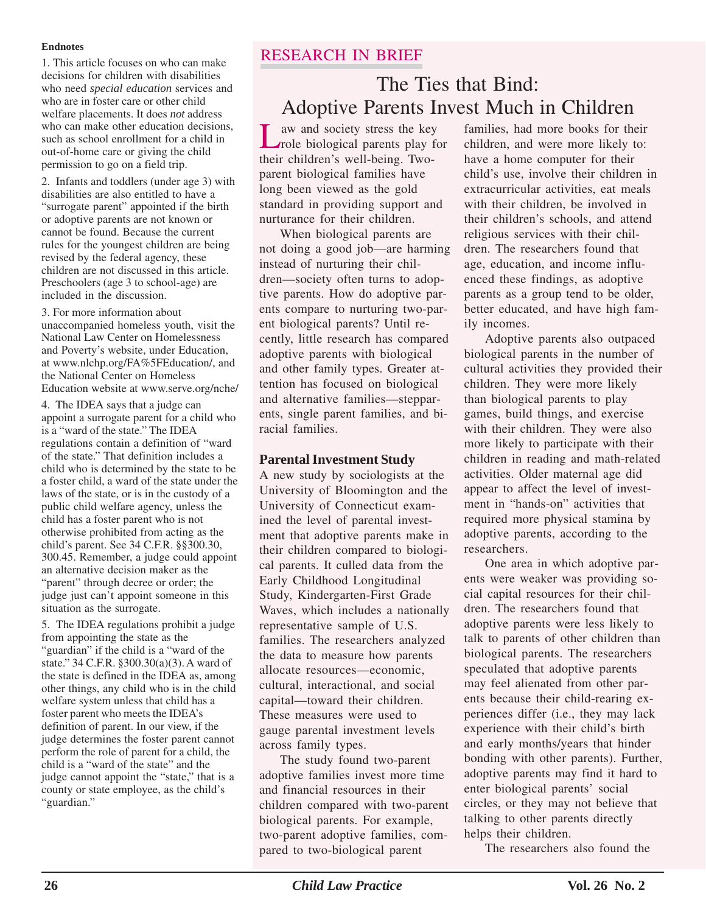**Endnotes**

1. This article focuses on who can make decisions for children with disabilities who need *special education* services and who are in foster care or other child welfare placements. It does *not* address who can make other education decisions, such as school enrollment for a child in out-of-home care or giving the child permission to go on a field trip.

2. Infants and toddlers (under age 3) with disabilities are also entitled to have a "surrogate parent" appointed if the birth or adoptive parents are not known or cannot be found. Because the current rules for the youngest children are being revised by the federal agency, these children are not discussed in this article. Preschoolers (age 3 to school-age) are included in the discussion.

3. For more information about unaccompanied homeless youth, visit the National Law Center on Homelessness and Poverty's website, under Education, at www.nlchp.org/FA%5FEducation/, and the National Center on Homeless Education website at www.serve.org/nche/

4. The IDEA says that a judge can appoint a surrogate parent for a child who is a "ward of the state." The IDEA regulations contain a definition of "ward of the state." That definition includes a child who is determined by the state to be a foster child, a ward of the state under the laws of the state, or is in the custody of a public child welfare agency, unless the child has a foster parent who is not otherwise prohibited from acting as the child's parent. See 34 C.F.R. §§300.30, 300.45. Remember, a judge could appoint an alternative decision maker as the "parent" through decree or order; the judge just can't appoint someone in this situation as the surrogate.

5. The IDEA regulations prohibit a judge from appointing the state as the "guardian" if the child is a "ward of the state." 34 C.F.R. §300.30(a)(3). A ward of the state is defined in the IDEA as, among other things, any child who is in the child welfare system unless that child has a foster parent who meets the IDEA's definition of parent. In our view, if the judge determines the foster parent cannot perform the role of parent for a child, the child is a "ward of the state" and the judge cannot appoint the "state," that is a county or state employee, as the child's "guardian."

## RESEARCH IN BRIEF

# The Ties that Bind: Adoptive Parents Invest Much in Children

Law and society stress the key role biological parents play for their children's well-being. Two-parent biological families have long been viewed as the gold standard in providing support and nurturance for their children.

When biological parents are not doing a good job—are harming instead of nurturing their children—society often turns to adoptive parents. How do adoptive parents compare to nurturing two-parent biological parents? Until recently, little research has compared adoptive parents with biological and other family types. Greater attention has focused on biological and alternative families—stepparents, single parent families, and biracial families.

### Parental Investment Study

A new study by sociologists at the University of Bloomington and the University of Connecticut examined the level of parental investment that adoptive parents make in their children compared to biological parents. It culled data from the Early Childhood Longitudinal Study, Kindergarten-First Grade Waves, which includes a nationally representative sample of U.S. families. The researchers analyzed the data to measure how parents allocate resources—economic, cultural, interactional, and social capital—toward their children. These measures were used to gauge parental investment levels across family types.

The study found two-parent adoptive families invest more time and financial resources in their children compared with two-parent biological parents. For example, two-parent adoptive families, compared to two-biological parent families, had more books for their children, and were more likely to: have a home computer for their child's use, involve their children in extracurricular activities, eat meals with their children, be involved in their children's schools, and attend religious services with their children. The researchers found that age, education, and income influenced these findings, as adoptive parents as a group tend to be older, better educated, and have high family incomes.

Adoptive parents also outpaced biological parents in the number of cultural activities they provided their children. They were more likely than biological parents to play games, build things, and exercise with their children. They were also more likely to participate with their children in reading and math-related activities. Older maternal age did appear to affect the level of investment in "hands-on" activities that required more physical stamina by adoptive parents, according to the researchers.

One area in which adoptive parents were weaker was providing social capital resources for their children. The researchers found that adoptive parents were less likely to talk to parents of other children than biological parents. The researchers speculated that adoptive parents may feel alienated from other parents because their child-rearing experiences differ (i.e., they may lack experience with their child's birth and early months/years that hinder bonding with other parents). Further, adoptive parents may find it hard to enter biological parents' social circles, or they may not believe that talking to other parents directly helps their children.

The researchers also found the